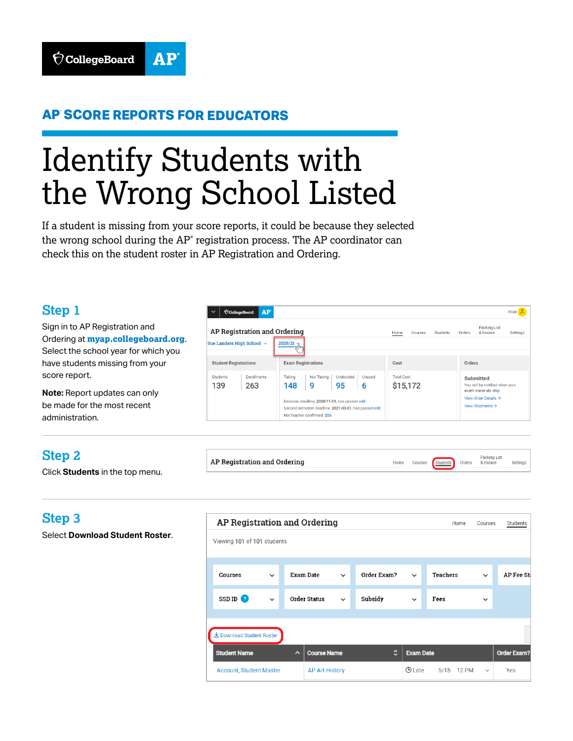# AP® SCORE REPORTS FOR EDUCATORS

# Identify Students with the Wrong School Listed

If a student is missing from your score reports, it could be because they selected the wrong school during the AP® registration process. The AP coordinator can check this on the student roster in AP Registration and Ordering.

## Step 1

Sign in to AP Registration and Ordering at **myap.collegeboard.org**. Select the school year for which you have students missing from your score report.

**Note:** Report updates can only be made for the most recent administration.

## Step 2

Click **Students** in the top menu.

## Step 3

Select **Download Student Roster**.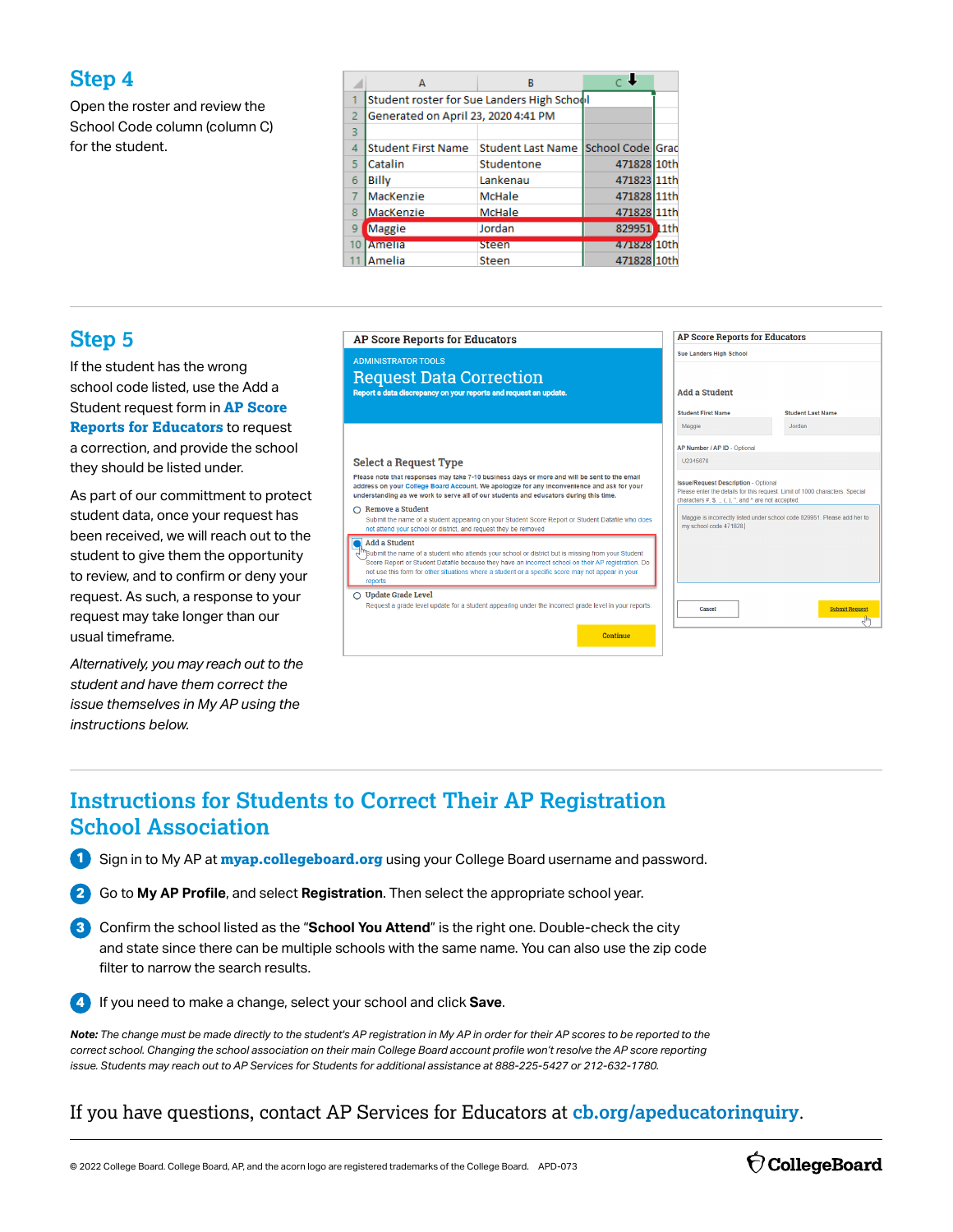## Step 4

Open the roster and review the School Code column (column C) for the student.

| | A | B | C | |
|---|---|---|---|---|
| 1 | Student roster for Sue Landers High School | | | |
| 2 | Generated on April 23, 2020 4:41 PM | | | |
| 3 | | | | |
| 4 | Student First Name | Student Last Name | School Code | Grad |
| 5 | Catalin | Studentone | 471828 | 10th |
| 6 | Billy | Lankenau | 471823 | 11th |
| 7 | MacKenzie | McHale | 471828 | 11th |
| 8 | MacKenzie | McHale | 471828 | 11th |
| 9 | Maggie | Jordan | 829951 | 11th |
| 10 | Amelia | Steen | 471828 | 10th |
| 11 | Amelia | Steen | 471828 | 10th |

## Step 5

If the student has the wrong school code listed, use the Add a Student request form in **AP Score Reports for Educators** to request a correction, and provide the school they should be listed under.

As part of our committment to protect student data, once your request has been received, we will reach out to the student to give them the opportunity to review, and to confirm or deny your request. As such, a response to your request may take longer than our usual timeframe.

*Alternatively, you may reach out to the student and have them correct the issue themselves in My AP using the instructions below.*

AP Score Reports for Educators

ADMINISTRATOR TOOLS

Request Data Correction

Report a data discrepancy on your reports and request an update.

Select a Request Type

Please note that responses may take 7-10 business days or more and will be sent to the email address on your College Board Account. We apologize for any inconvenience and ask for your understanding as we work to serve all of our students and educators during this time.

- Remove a Student
  Submit the name of a student appearing on your Student Score Report or Student Datafile who does not attend your school or district, and request they be removed
- Add a Student
  Submit the name of a student who attends your school or district but is missing from your Student Score Report or Student Datafile because they have an incorrect school on their AP registration. Do not use this form for other situations where a student or a specific score may not appear in your reports
- Update Grade Level
  Request a grade level update for a student appearing under the incorrect grade level in your reports.

Continue

AP Score Reports for Educators

Sue Landers High School

Add a Student

Student First Name: Maggie

Student Last Name: Jordan

AP Number / AP ID - Optional: U2345678

Issue/Request Description - Optional

Please enter the details for this request. Limit of 1000 characters. Special characters #, $, ;, (, ), ", and ^ are not accepted.

Maggie is incorrectly listed under school code 829951. Please add her to my school code 471828|

Cancel | Submit Request

## Instructions for Students to Correct Their AP Registration School Association

1. Sign in to My AP at **myap.collegeboard.org** using your College Board username and password.
2. Go to **My AP Profile**, and select **Registration**. Then select the appropriate school year.
3. Confirm the school listed as the "**School You Attend**" is the right one. Double-check the city and state since there can be multiple schools with the same name. You can also use the zip code filter to narrow the search results.
4. If you need to make a change, select your school and click **Save**.

***Note:*** *The change must be made directly to the student's AP registration in My AP in order for their AP scores to be reported to the correct school. Changing the school association on their main College Board account profile won't resolve the AP score reporting issue. Students may reach out to AP Services for Students for additional assistance at 888-225-5427 or 212-632-1780.*

If you have questions, contact AP Services for Educators at **cb.org/apeducatorinquiry**.

© 2022 College Board. College Board, AP, and the acorn logo are registered trademarks of the College Board. APD-073

CollegeBoard